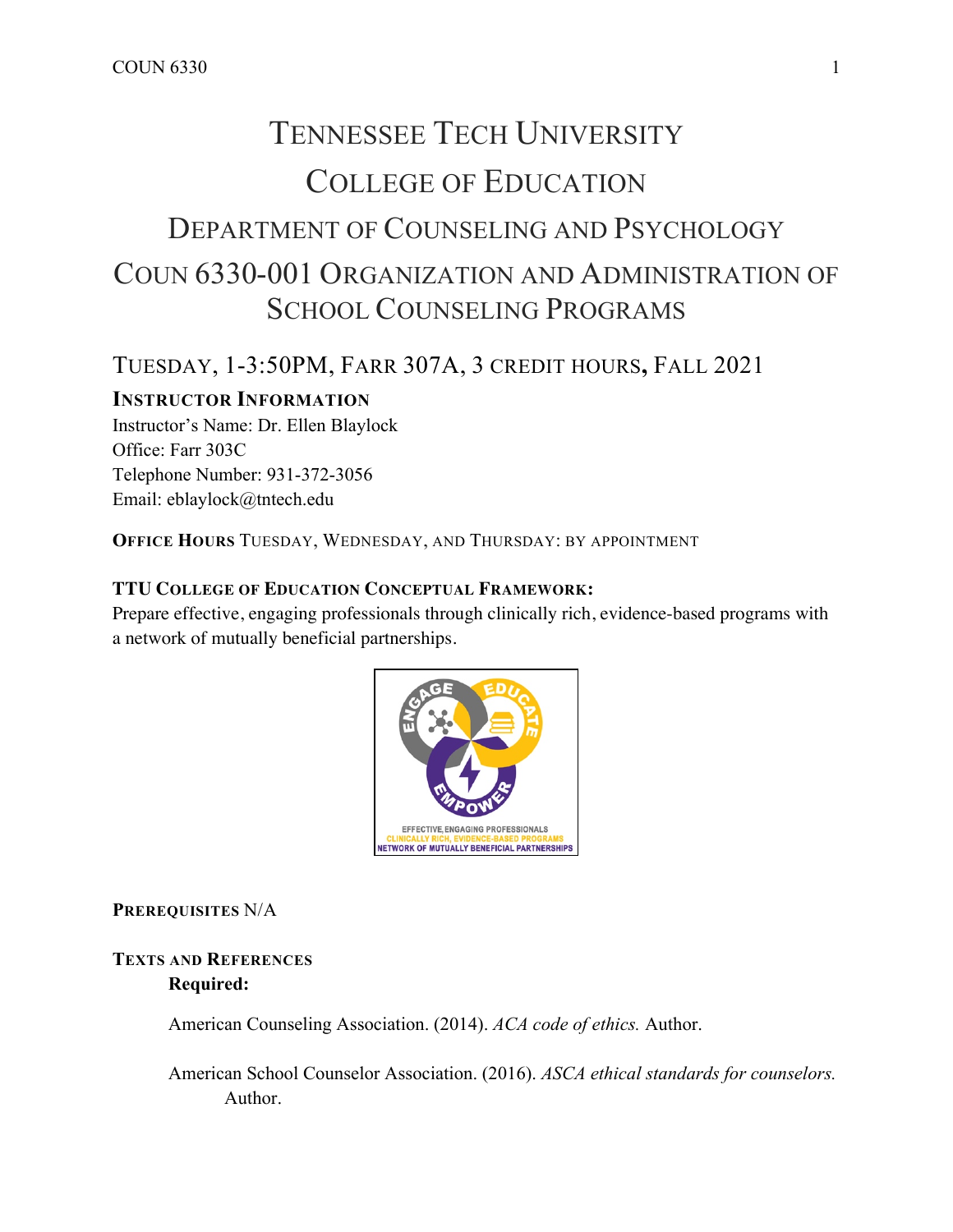# Tennessee Tech University

# College of Education

## Department of Counseling and Psychology

## COUN 6330-001 Organization and Administration of School Counseling Programs

### Tuesday, 1-3:50PM, Farr 307A, 3 credit hours, Fall 2021

**Instructor Information**

Instructor's Name: Dr. Ellen Blaylock
Office: Farr 303C
Telephone Number: 931-372-3056
Email: eblaylock@tntech.edu

**Office Hours** Tuesday, Wednesday, and Thursday: by appointment

**TTU College of Education Conceptual Framework:**

Prepare effective, engaging professionals through clinically rich, evidence-based programs with a network of mutually beneficial partnerships.

**Prerequisites** N/A

**Texts and References**

**Required:**

American Counseling Association. (2014). *ACA code of ethics.* Author.

American School Counselor Association. (2016). *ASCA ethical standards for counselors.* Author.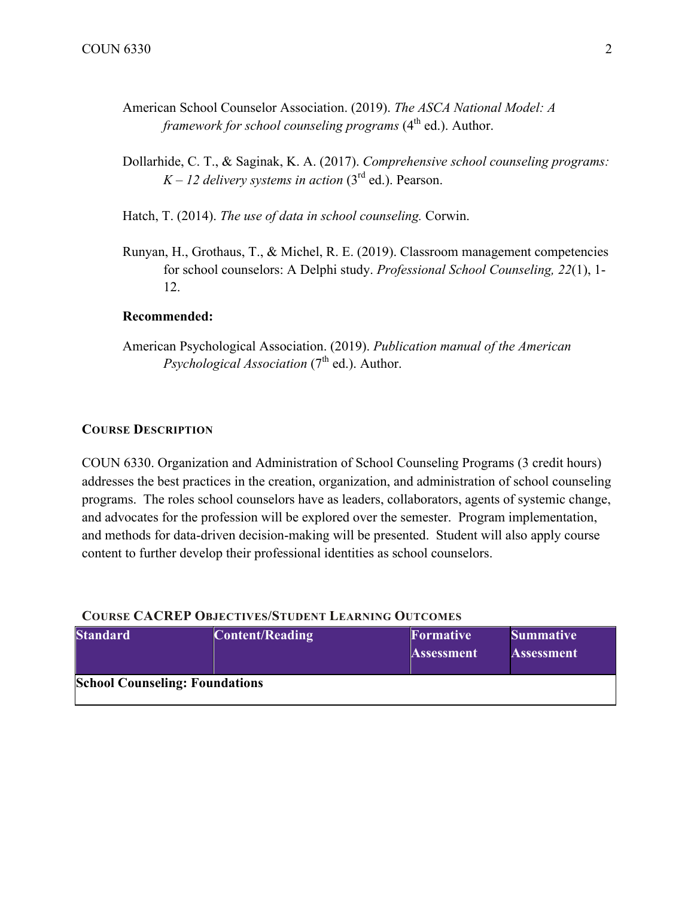American School Counselor Association. (2019). *The ASCA National Model: A framework for school counseling programs* (4th ed.). Author.

Dollarhide, C. T., & Saginak, K. A. (2017). *Comprehensive school counseling programs: K – 12 delivery systems in action* (3rd ed.). Pearson.

Hatch, T. (2014). *The use of data in school counseling.* Corwin.

Runyan, H., Grothaus, T., & Michel, R. E. (2019). Classroom management competencies for school counselors: A Delphi study. *Professional School Counseling, 22*(1), 1-12.

**Recommended:**

American Psychological Association. (2019). *Publication manual of the American Psychological Association* (7th ed.). Author.

### COURSE DESCRIPTION

COUN 6330. Organization and Administration of School Counseling Programs (3 credit hours) addresses the best practices in the creation, organization, and administration of school counseling programs. The roles school counselors have as leaders, collaborators, agents of systemic change, and advocates for the profession will be explored over the semester. Program implementation, and methods for data-driven decision-making will be presented. Student will also apply course content to further develop their professional identities as school counselors.

### COURSE CACREP OBJECTIVES/STUDENT LEARNING OUTCOMES

| Standard | Content/Reading | Formative Assessment | Summative Assessment |
|---|---|---|---|
| **School Counseling: Foundations** | | | |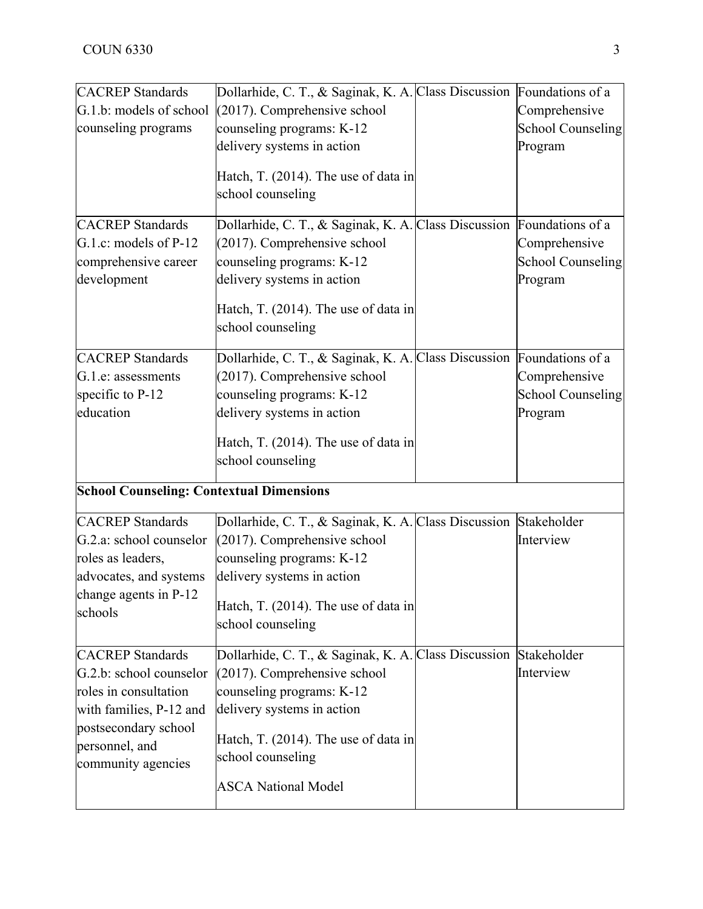| | | | |
|---|---|---|---|
| CACREP Standards G.1.b: models of school counseling programs | Dollarhide, C. T., & Saginak, K. A. (2017). Comprehensive school counseling programs: K-12 delivery systems in action<br><br>Hatch, T. (2014). The use of data in school counseling | Class Discussion | Foundations of a Comprehensive School Counseling Program |
| CACREP Standards G.1.c: models of P-12 comprehensive career development | Dollarhide, C. T., & Saginak, K. A. (2017). Comprehensive school counseling programs: K-12 delivery systems in action<br><br>Hatch, T. (2014). The use of data in school counseling | Class Discussion | Foundations of a Comprehensive School Counseling Program |
| CACREP Standards G.1.e: assessments specific to P-12 education | Dollarhide, C. T., & Saginak, K. A. (2017). Comprehensive school counseling programs: K-12 delivery systems in action<br><br>Hatch, T. (2014). The use of data in school counseling | Class Discussion | Foundations of a Comprehensive School Counseling Program |
| **School Counseling: Contextual Dimensions** | | | |
| CACREP Standards G.2.a: school counselor roles as leaders, advocates, and systems change agents in P-12 schools | Dollarhide, C. T., & Saginak, K. A. (2017). Comprehensive school counseling programs: K-12 delivery systems in action<br><br>Hatch, T. (2014). The use of data in school counseling | Class Discussion | Stakeholder Interview |
| CACREP Standards G.2.b: school counselor roles in consultation with families, P-12 and postsecondary school personnel, and community agencies | Dollarhide, C. T., & Saginak, K. A. (2017). Comprehensive school counseling programs: K-12 delivery systems in action<br><br>Hatch, T. (2014). The use of data in school counseling<br><br>ASCA National Model | Class Discussion | Stakeholder Interview |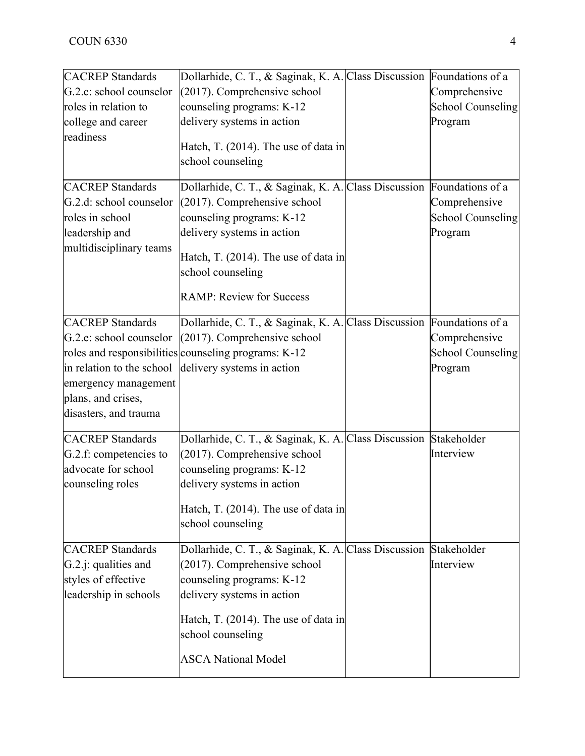| CACREP Standards G.2.c: school counselor roles in relation to college and career readiness | Dollarhide, C. T., & Saginak, K. A. (2017). Comprehensive school counseling programs: K-12 delivery systems in action<br><br>Hatch, T. (2014). The use of data in school counseling | Class Discussion | Foundations of a Comprehensive School Counseling Program |
|---|---|---|---|
| CACREP Standards G.2.d: school counselor roles in school leadership and multidisciplinary teams | Dollarhide, C. T., & Saginak, K. A. (2017). Comprehensive school counseling programs: K-12 delivery systems in action<br><br>Hatch, T. (2014). The use of data in school counseling<br><br>RAMP: Review for Success | Class Discussion | Foundations of a Comprehensive School Counseling Program |
| CACREP Standards G.2.e: school counselor roles and responsibilities in relation to the school emergency management plans, and crises, disasters, and trauma | Dollarhide, C. T., & Saginak, K. A. (2017). Comprehensive school counseling programs: K-12 delivery systems in action | Class Discussion | Foundations of a Comprehensive School Counseling Program |
| CACREP Standards G.2.f: competencies to advocate for school counseling roles | Dollarhide, C. T., & Saginak, K. A. (2017). Comprehensive school counseling programs: K-12 delivery systems in action<br><br>Hatch, T. (2014). The use of data in school counseling | Class Discussion | Stakeholder Interview |
| CACREP Standards G.2.j: qualities and styles of effective leadership in schools | Dollarhide, C. T., & Saginak, K. A. (2017). Comprehensive school counseling programs: K-12 delivery systems in action<br><br>Hatch, T. (2014). The use of data in school counseling<br><br>ASCA National Model | Class Discussion | Stakeholder Interview |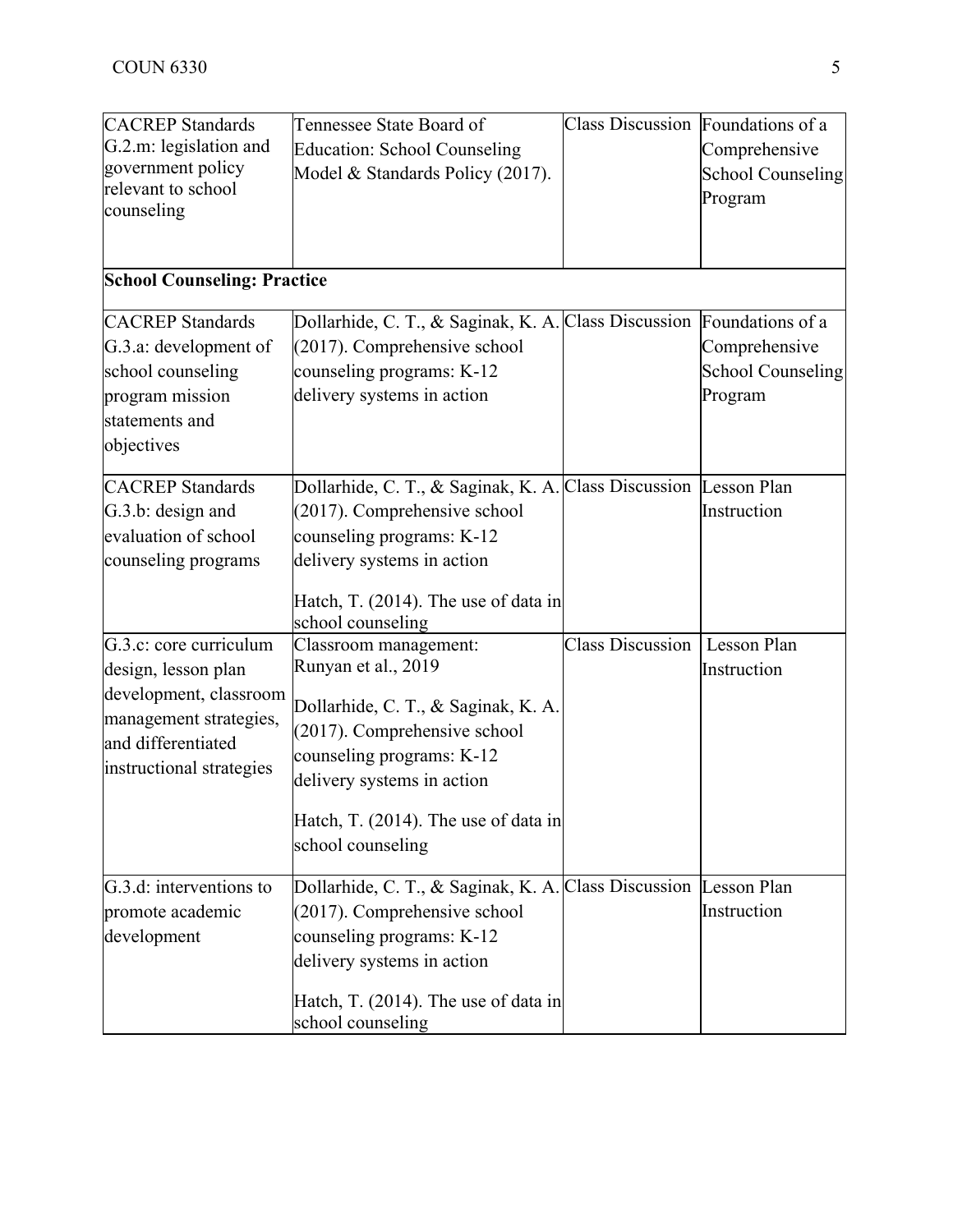| | | | |
|---|---|---|---|
| CACREP Standards G.2.m: legislation and government policy relevant to school counseling | Tennessee State Board of Education: School Counseling Model & Standards Policy (2017). | Class Discussion | Foundations of a Comprehensive School Counseling Program |
| **School Counseling: Practice** | | | |
| CACREP Standards G.3.a: development of school counseling program mission statements and objectives | Dollarhide, C. T., & Saginak, K. A. (2017). Comprehensive school counseling programs: K-12 delivery systems in action | Class Discussion | Foundations of a Comprehensive School Counseling Program |
| CACREP Standards G.3.b: design and evaluation of school counseling programs | Dollarhide, C. T., & Saginak, K. A. (2017). Comprehensive school counseling programs: K-12 delivery systems in action<br><br>Hatch, T. (2014). The use of data in school counseling | Class Discussion | Lesson Plan Instruction |
| G.3.c: core curriculum design, lesson plan development, classroom management strategies, and differentiated instructional strategies | Classroom management: Runyan et al., 2019<br><br>Dollarhide, C. T., & Saginak, K. A. (2017). Comprehensive school counseling programs: K-12 delivery systems in action<br><br>Hatch, T. (2014). The use of data in school counseling | Class Discussion | Lesson Plan Instruction |
| G.3.d: interventions to promote academic development | Dollarhide, C. T., & Saginak, K. A. (2017). Comprehensive school counseling programs: K-12 delivery systems in action<br><br>Hatch, T. (2014). The use of data in school counseling | Class Discussion | Lesson Plan Instruction |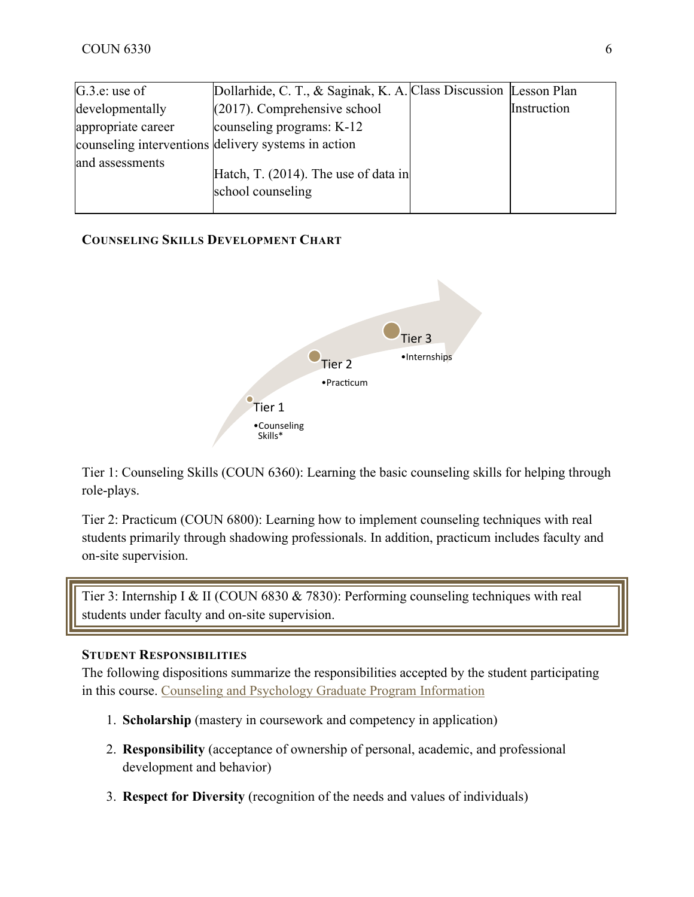| G.3.e: use of developmentally appropriate career counseling interventions and assessments | Dollarhide, C. T., & Saginak, K. A. (2017). Comprehensive school counseling programs: K-12 delivery systems in action<br><br>Hatch, T. (2014). The use of data in school counseling | Class Discussion | Lesson Plan Instruction |
|---|---|---|---|

### Counseling Skills Development Chart

Tier 1
•Counseling Skills*

Tier 2
•Practicum

Tier 3
•Internships

Tier 1: Counseling Skills (COUN 6360): Learning the basic counseling skills for helping through role-plays.

Tier 2: Practicum (COUN 6800): Learning how to implement counseling techniques with real students primarily through shadowing professionals. In addition, practicum includes faculty and on-site supervision.

Tier 3: Internship I & II (COUN 6830 & 7830): Performing counseling techniques with real students under faculty and on-site supervision.

### Student Responsibilities

The following dispositions summarize the responsibilities accepted by the student participating in this course. Counseling and Psychology Graduate Program Information

1. **Scholarship** (mastery in coursework and competency in application)
2. **Responsibility** (acceptance of ownership of personal, academic, and professional development and behavior)
3. **Respect for Diversity** (recognition of the needs and values of individuals)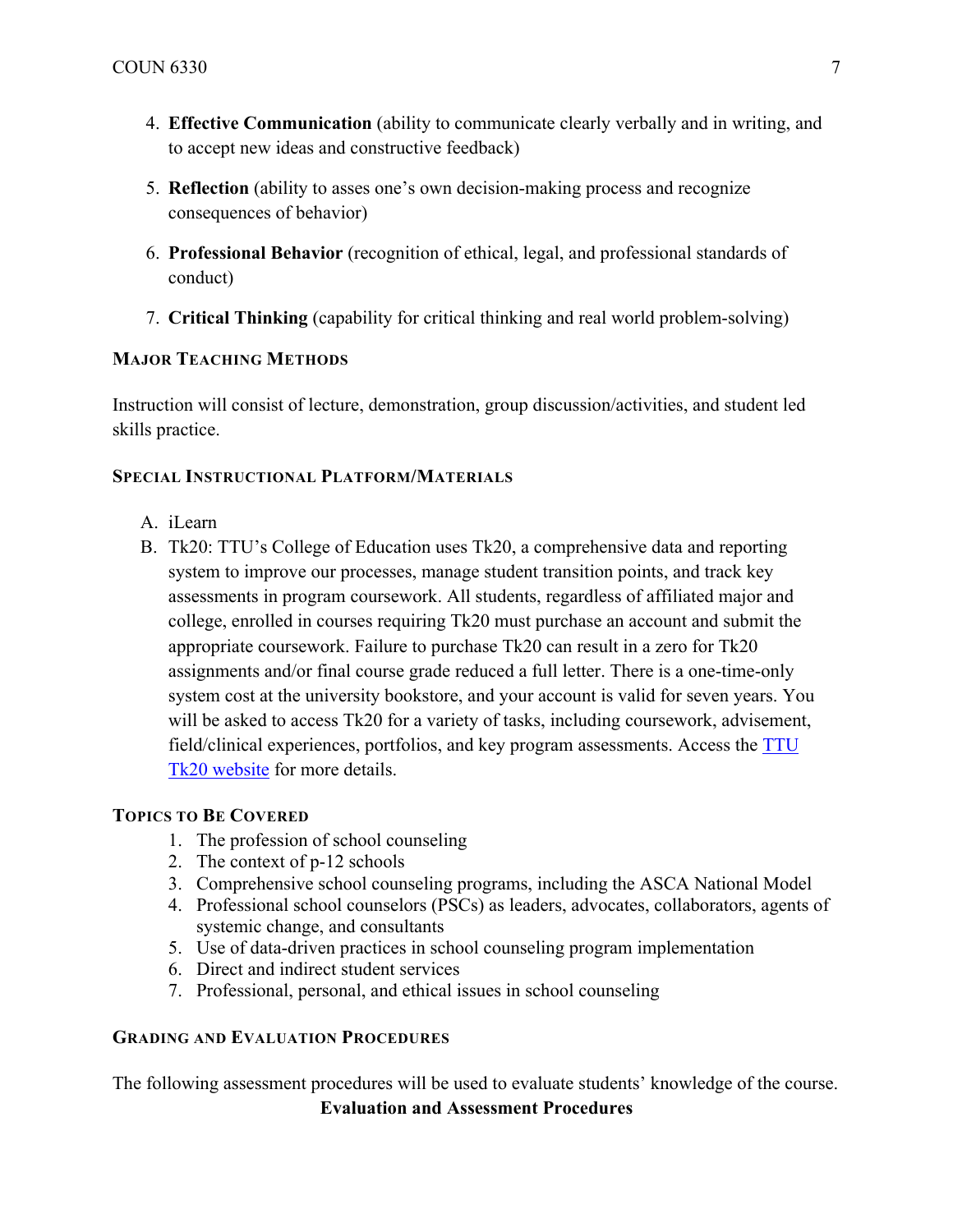4. **Effective Communication** (ability to communicate clearly verbally and in writing, and to accept new ideas and constructive feedback)

5. **Reflection** (ability to asses one's own decision-making process and recognize consequences of behavior)

6. **Professional Behavior** (recognition of ethical, legal, and professional standards of conduct)

7. **Critical Thinking** (capability for critical thinking and real world problem-solving)

### Major Teaching Methods

Instruction will consist of lecture, demonstration, group discussion/activities, and student led skills practice.

### Special Instructional Platform/Materials

A. iLearn
B. Tk20: TTU's College of Education uses Tk20, a comprehensive data and reporting system to improve our processes, manage student transition points, and track key assessments in program coursework. All students, regardless of affiliated major and college, enrolled in courses requiring Tk20 must purchase an account and submit the appropriate coursework. Failure to purchase Tk20 can result in a zero for Tk20 assignments and/or final course grade reduced a full letter. There is a one-time-only system cost at the university bookstore, and your account is valid for seven years. You will be asked to access Tk20 for a variety of tasks, including coursework, advisement, field/clinical experiences, portfolios, and key program assessments. Access the TTU Tk20 website for more details.

### Topics to Be Covered

1. The profession of school counseling
2. The context of p-12 schools
3. Comprehensive school counseling programs, including the ASCA National Model
4. Professional school counselors (PSCs) as leaders, advocates, collaborators, agents of systemic change, and consultants
5. Use of data-driven practices in school counseling program implementation
6. Direct and indirect student services
7. Professional, personal, and ethical issues in school counseling

### Grading and Evaluation Procedures

The following assessment procedures will be used to evaluate students' knowledge of the course.

**Evaluation and Assessment Procedures**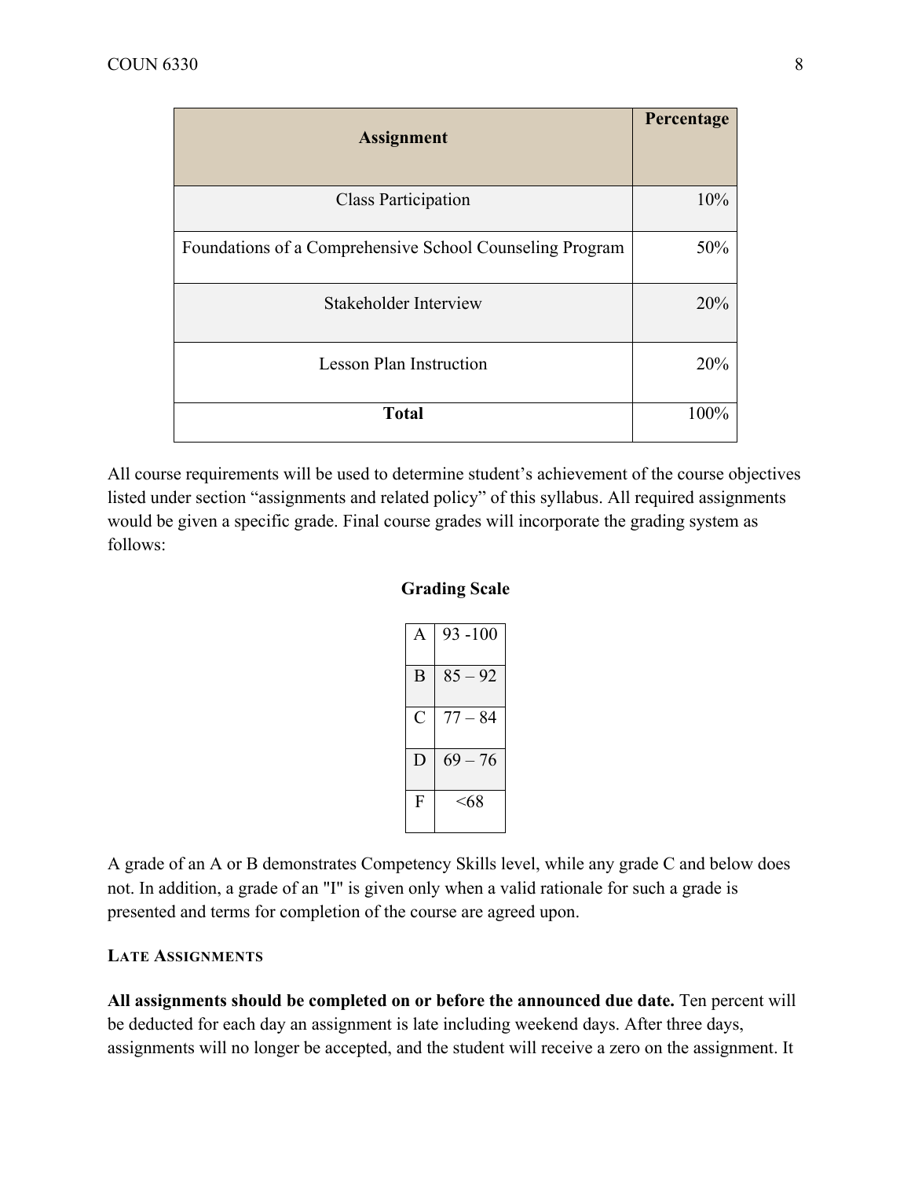| Assignment | Percentage |
|---|---|
| Class Participation | 10% |
| Foundations of a Comprehensive School Counseling Program | 50% |
| Stakeholder Interview | 20% |
| Lesson Plan Instruction | 20% |
| **Total** | 100% |

All course requirements will be used to determine student's achievement of the course objectives listed under section "assignments and related policy" of this syllabus. All required assignments would be given a specific grade. Final course grades will incorporate the grading system as follows:

**Grading Scale**

| | |
|---|---|
| A | 93 -100 |
| B | 85 – 92 |
| C | 77 – 84 |
| D | 69 – 76 |
| F | <68 |

A grade of an A or B demonstrates Competency Skills level, while any grade C and below does not. In addition, a grade of an "I" is given only when a valid rationale for such a grade is presented and terms for completion of the course are agreed upon.

### LATE ASSIGNMENTS

**All assignments should be completed on or before the announced due date.** Ten percent will be deducted for each day an assignment is late including weekend days. After three days, assignments will no longer be accepted, and the student will receive a zero on the assignment. It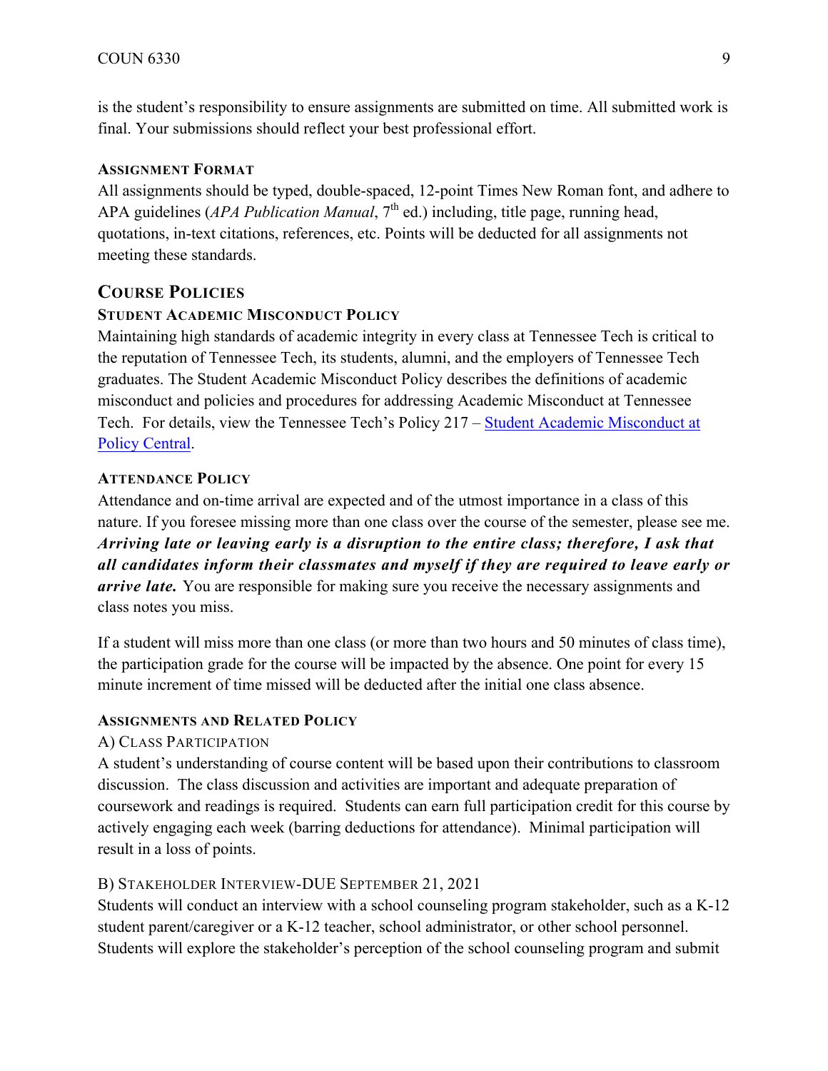is the student's responsibility to ensure assignments are submitted on time. All submitted work is final. Your submissions should reflect your best professional effort.

#### Assignment Format

All assignments should be typed, double-spaced, 12-point Times New Roman font, and adhere to APA guidelines (*APA Publication Manual*, 7th ed.) including, title page, running head, quotations, in-text citations, references, etc. Points will be deducted for all assignments not meeting these standards.

### Course Policies

#### Student Academic Misconduct Policy

Maintaining high standards of academic integrity in every class at Tennessee Tech is critical to the reputation of Tennessee Tech, its students, alumni, and the employers of Tennessee Tech graduates. The Student Academic Misconduct Policy describes the definitions of academic misconduct and policies and procedures for addressing Academic Misconduct at Tennessee Tech. For details, view the Tennessee Tech's Policy 217 – [Student Academic Misconduct at Policy Central](#).

#### Attendance Policy

Attendance and on-time arrival are expected and of the utmost importance in a class of this nature. If you foresee missing more than one class over the course of the semester, please see me. ***Arriving late or leaving early is a disruption to the entire class; therefore, I ask that all candidates inform their classmates and myself if they are required to leave early or arrive late.*** You are responsible for making sure you receive the necessary assignments and class notes you miss.

If a student will miss more than one class (or more than two hours and 50 minutes of class time), the participation grade for the course will be impacted by the absence. One point for every 15 minute increment of time missed will be deducted after the initial one class absence.

#### Assignments and Related Policy

A) Class Participation

A student's understanding of course content will be based upon their contributions to classroom discussion. The class discussion and activities are important and adequate preparation of coursework and readings is required. Students can earn full participation credit for this course by actively engaging each week (barring deductions for attendance). Minimal participation will result in a loss of points.

B) Stakeholder Interview-DUE September 21, 2021

Students will conduct an interview with a school counseling program stakeholder, such as a K-12 student parent/caregiver or a K-12 teacher, school administrator, or other school personnel. Students will explore the stakeholder's perception of the school counseling program and submit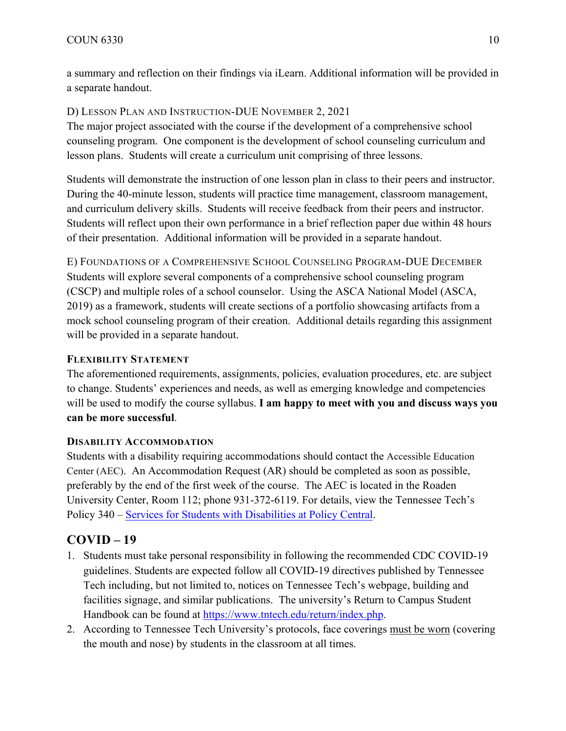a summary and reflection on their findings via iLearn. Additional information will be provided in a separate handout.

D) LESSON PLAN AND INSTRUCTION-DUE NOVEMBER 2, 2021

The major project associated with the course if the development of a comprehensive school counseling program. One component is the development of school counseling curriculum and lesson plans. Students will create a curriculum unit comprising of three lessons.

Students will demonstrate the instruction of one lesson plan in class to their peers and instructor. During the 40-minute lesson, students will practice time management, classroom management, and curriculum delivery skills. Students will receive feedback from their peers and instructor. Students will reflect upon their own performance in a brief reflection paper due within 48 hours of their presentation. Additional information will be provided in a separate handout.

E) FOUNDATIONS OF A COMPREHENSIVE SCHOOL COUNSELING PROGRAM-DUE DECEMBER

Students will explore several components of a comprehensive school counseling program (CSCP) and multiple roles of a school counselor. Using the ASCA National Model (ASCA, 2019) as a framework, students will create sections of a portfolio showcasing artifacts from a mock school counseling program of their creation. Additional details regarding this assignment will be provided in a separate handout.

### FLEXIBILITY STATEMENT

The aforementioned requirements, assignments, policies, evaluation procedures, etc. are subject to change. Students' experiences and needs, as well as emerging knowledge and competencies will be used to modify the course syllabus. **I am happy to meet with you and discuss ways you can be more successful**.

### DISABILITY ACCOMMODATION

Students with a disability requiring accommodations should contact the Accessible Education Center (AEC). An Accommodation Request (AR) should be completed as soon as possible, preferably by the end of the first week of the course. The AEC is located in the Roaden University Center, Room 112; phone 931-372-6119. For details, view the Tennessee Tech's Policy 340 – [Services for Students with Disabilities at Policy Central](#).

## COVID – 19

1. Students must take personal responsibility in following the recommended CDC COVID-19 guidelines. Students are expected follow all COVID-19 directives published by Tennessee Tech including, but not limited to, notices on Tennessee Tech's webpage, building and facilities signage, and similar publications. The university's Return to Campus Student Handbook can be found at https://www.tntech.edu/return/index.php.
2. According to Tennessee Tech University's protocols, face coverings must be worn (covering the mouth and nose) by students in the classroom at all times.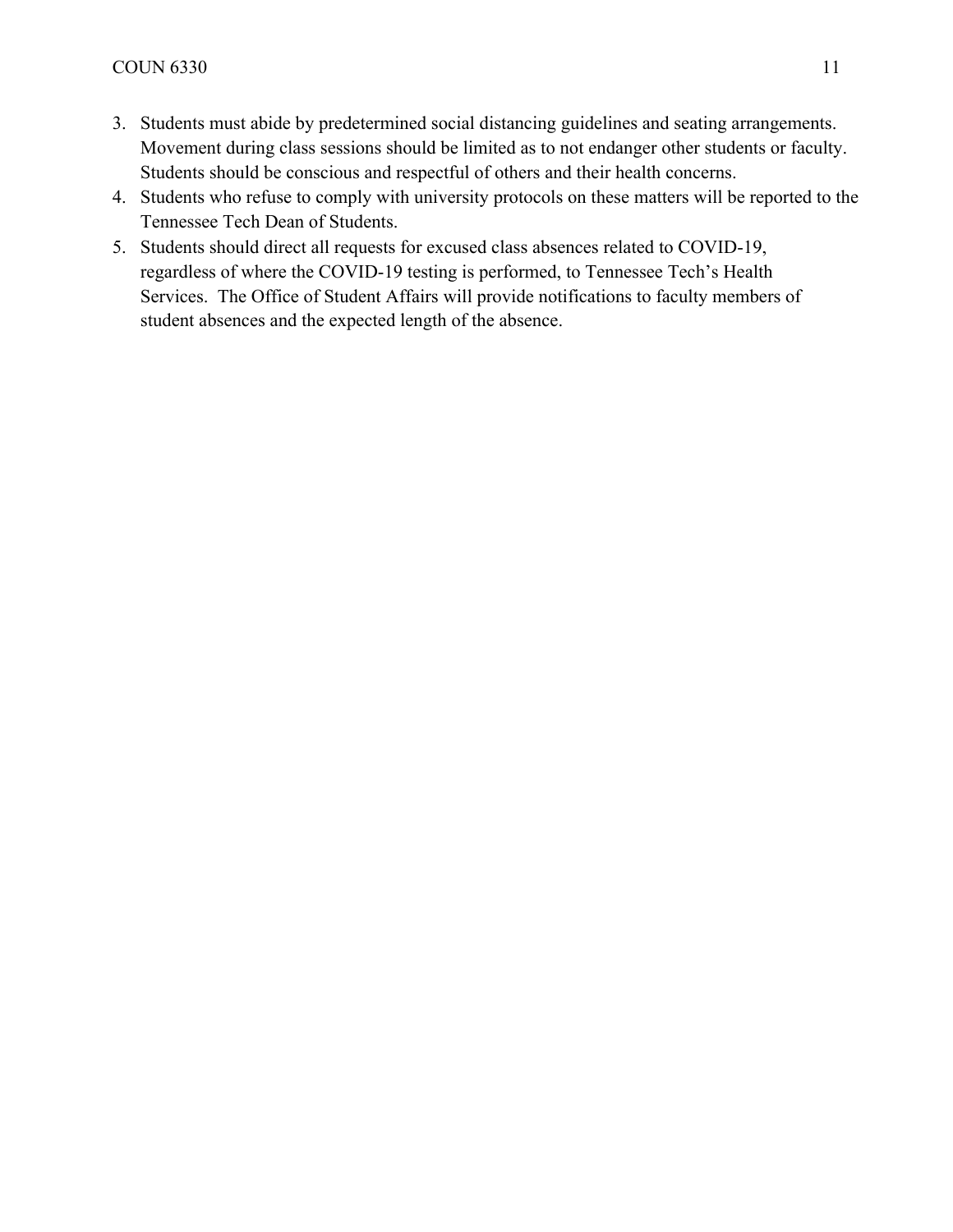3. Students must abide by predetermined social distancing guidelines and seating arrangements. Movement during class sessions should be limited as to not endanger other students or faculty. Students should be conscious and respectful of others and their health concerns.
4. Students who refuse to comply with university protocols on these matters will be reported to the Tennessee Tech Dean of Students.
5. Students should direct all requests for excused class absences related to COVID-19, regardless of where the COVID-19 testing is performed, to Tennessee Tech's Health Services. The Office of Student Affairs will provide notifications to faculty members of student absences and the expected length of the absence.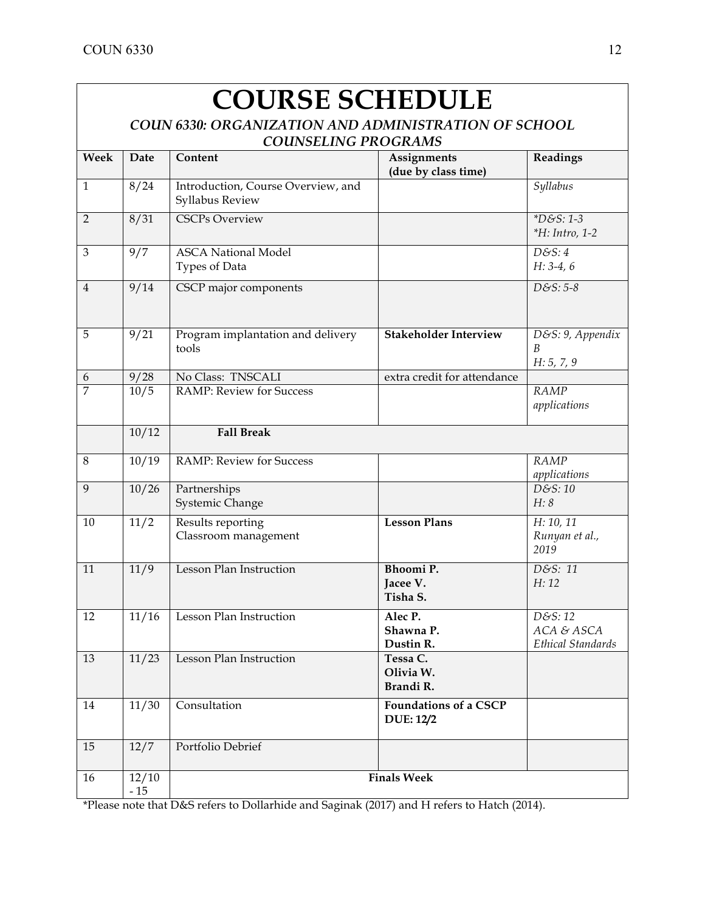# COURSE SCHEDULE

### *COUN 6330: ORGANIZATION AND ADMINISTRATION OF SCHOOL COUNSELING PROGRAMS*

| Week | Date | Content | Assignments (due by class time) | Readings |
|---|---|---|---|---|
| 1 | 8/24 | Introduction, Course Overview, and Syllabus Review | | *Syllabus* |
| 2 | 8/31 | CSCPs Overview | | *\*D&S: 1-3*<br>*\*H: Intro, 1-2* |
| 3 | 9/7 | ASCA National Model<br>Types of Data | | *D&S: 4*<br>*H: 3-4, 6* |
| 4 | 9/14 | CSCP major components | | *D&S: 5-8* |
| 5 | 9/21 | Program implantation and delivery tools | **Stakeholder Interview** | *D&S: 9, Appendix B*<br>*H: 5, 7, 9* |
| 6 | 9/28 | No Class: TNSCALI | extra credit for attendance | |
| 7 | 10/5 | RAMP: Review for Success | | *RAMP applications* |
| | 10/12 | **Fall Break** | | |
| 8 | 10/19 | RAMP: Review for Success | | *RAMP applications* |
| 9 | 10/26 | Partnerships<br>Systemic Change | | *D&S: 10*<br>*H: 8* |
| 10 | 11/2 | Results reporting<br>Classroom management | **Lesson Plans** | *H: 10, 11*<br>*Runyan et al., 2019* |
| 11 | 11/9 | Lesson Plan Instruction | **Bhoomi P.**<br>**Jacee V.**<br>**Tisha S.** | *D&S: 11*<br>*H: 12* |
| 12 | 11/16 | Lesson Plan Instruction | **Alec P.**<br>**Shawna P.**<br>**Dustin R.** | *D&S: 12*<br>*ACA & ASCA Ethical Standards* |
| 13 | 11/23 | Lesson Plan Instruction | **Tessa C.**<br>**Olivia W.**<br>**Brandi R.** | |
| 14 | 11/30 | Consultation | **Foundations of a CSCP DUE: 12/2** | |
| 15 | 12/7 | Portfolio Debrief | | |
| 16 | 12/10 - 15 | **Finals Week** | | |

*Please note that D&S refers to Dollarhide and Saginak (2017) and H refers to Hatch (2014).